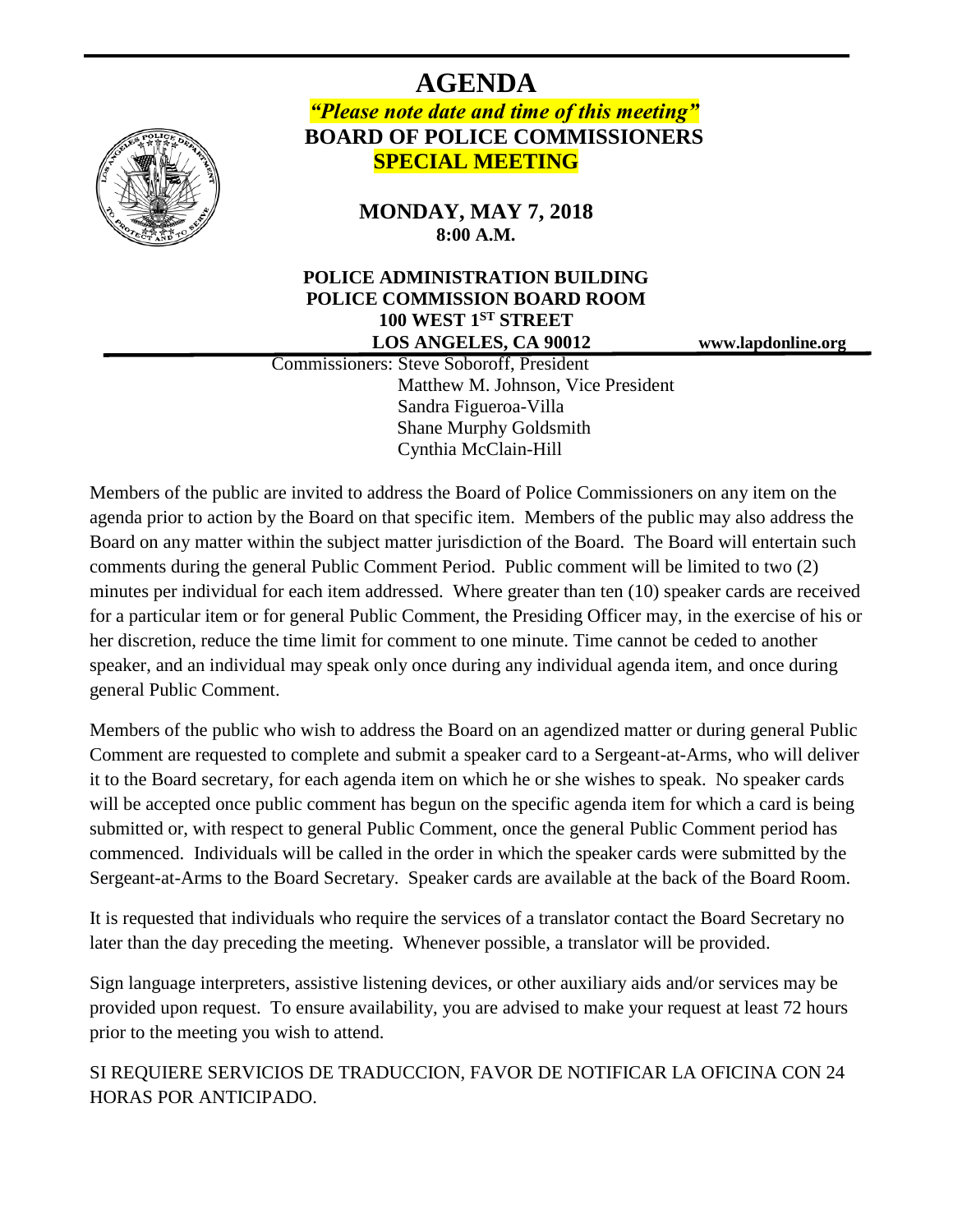# AGENDA

***"Please note date and time of this meeting"***

**BOARD OF POLICE COMMISSIONERS**

**SPECIAL MEETING**

**MONDAY, MAY 7, 2018**
**8:00 A.M.**

**POLICE ADMINISTRATION BUILDING**
**POLICE COMMISSION BOARD ROOM**
**100 WEST 1ST STREET**
**LOS ANGELES, CA 90012**

**www.lapdonline.org**

Commissioners: Steve Soboroff, President
Matthew M. Johnson, Vice President
Sandra Figueroa-Villa
Shane Murphy Goldsmith
Cynthia McClain-Hill

Members of the public are invited to address the Board of Police Commissioners on any item on the agenda prior to action by the Board on that specific item. Members of the public may also address the Board on any matter within the subject matter jurisdiction of the Board. The Board will entertain such comments during the general Public Comment Period. Public comment will be limited to two (2) minutes per individual for each item addressed. Where greater than ten (10) speaker cards are received for a particular item or for general Public Comment, the Presiding Officer may, in the exercise of his or her discretion, reduce the time limit for comment to one minute. Time cannot be ceded to another speaker, and an individual may speak only once during any individual agenda item, and once during general Public Comment.

Members of the public who wish to address the Board on an agendized matter or during general Public Comment are requested to complete and submit a speaker card to a Sergeant-at-Arms, who will deliver it to the Board secretary, for each agenda item on which he or she wishes to speak. No speaker cards will be accepted once public comment has begun on the specific agenda item for which a card is being submitted or, with respect to general Public Comment, once the general Public Comment period has commenced. Individuals will be called in the order in which the speaker cards were submitted by the Sergeant-at-Arms to the Board Secretary. Speaker cards are available at the back of the Board Room.

It is requested that individuals who require the services of a translator contact the Board Secretary no later than the day preceding the meeting. Whenever possible, a translator will be provided.

Sign language interpreters, assistive listening devices, or other auxiliary aids and/or services may be provided upon request. To ensure availability, you are advised to make your request at least 72 hours prior to the meeting you wish to attend.

SI REQUIERE SERVICIOS DE TRADUCCION, FAVOR DE NOTIFICAR LA OFICINA CON 24 HORAS POR ANTICIPADO.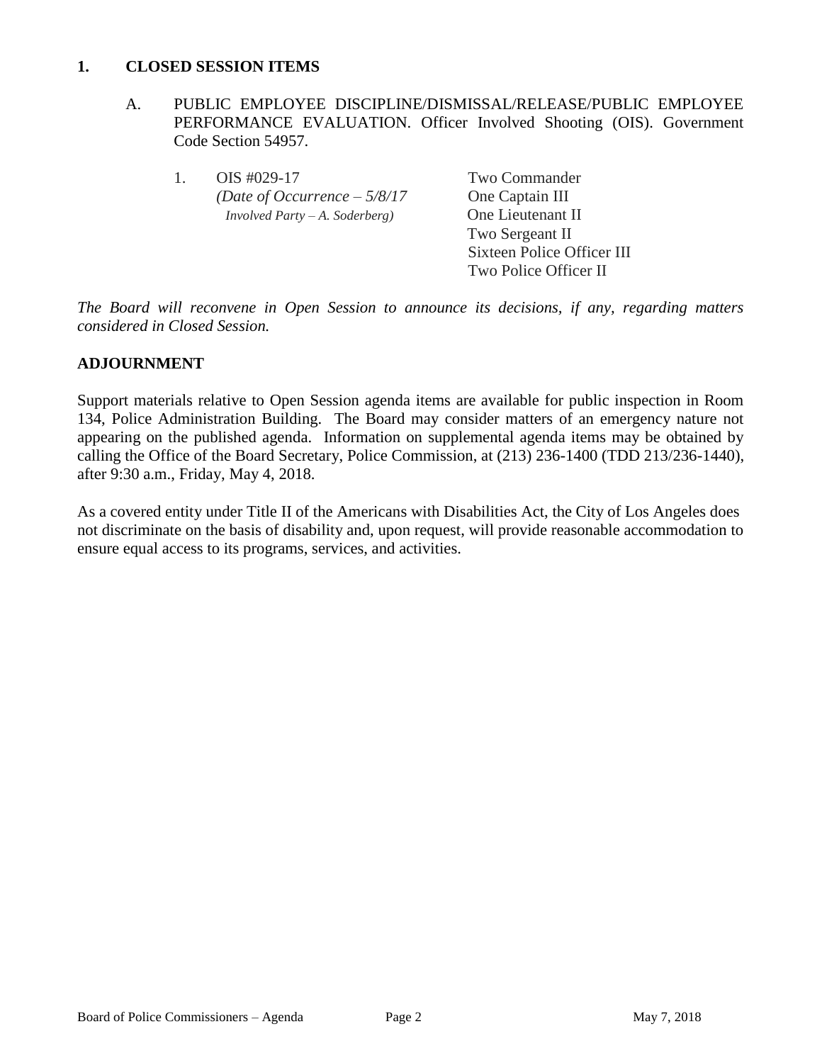## 1. CLOSED SESSION ITEMS

A. PUBLIC EMPLOYEE DISCIPLINE/DISMISSAL/RELEASE/PUBLIC EMPLOYEE PERFORMANCE EVALUATION. Officer Involved Shooting (OIS). Government Code Section 54957.

| | |
|---|---|
| 1. OIS #029-17 *(Date of Occurrence – 5/8/17* *Involved Party – A. Soderberg)* | Two Commander<br>One Captain III<br>One Lieutenant II<br>Two Sergeant II<br>Sixteen Police Officer III<br>Two Police Officer II |

*The Board will reconvene in Open Session to announce its decisions, if any, regarding matters considered in Closed Session.*

## ADJOURNMENT

Support materials relative to Open Session agenda items are available for public inspection in Room 134, Police Administration Building. The Board may consider matters of an emergency nature not appearing on the published agenda. Information on supplemental agenda items may be obtained by calling the Office of the Board Secretary, Police Commission, at (213) 236-1400 (TDD 213/236-1440), after 9:30 a.m., Friday, May 4, 2018.

As a covered entity under Title II of the Americans with Disabilities Act, the City of Los Angeles does not discriminate on the basis of disability and, upon request, will provide reasonable accommodation to ensure equal access to its programs, services, and activities.